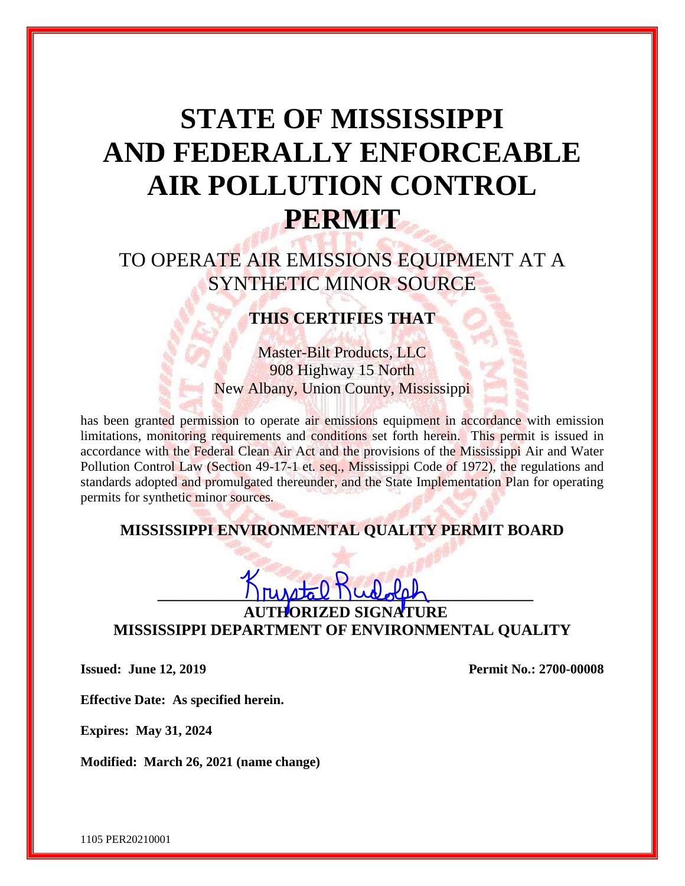# STATE OF MISSISSIPPI AND FEDERALLY ENFORCEABLE AIR POLLUTION CONTROL PERMIT

## TO OPERATE AIR EMISSIONS EQUIPMENT AT A SYNTHETIC MINOR SOURCE

### THIS CERTIFIES THAT

Master-Bilt Products, LLC
908 Highway 15 North
New Albany, Union County, Mississippi

has been granted permission to operate air emissions equipment in accordance with emission limitations, monitoring requirements and conditions set forth herein. This permit is issued in accordance with the Federal Clean Air Act and the provisions of the Mississippi Air and Water Pollution Control Law (Section 49-17-1 et. seq., Mississippi Code of 1972), the regulations and standards adopted and promulgated thereunder, and the State Implementation Plan for operating permits for synthetic minor sources.

**MISSISSIPPI ENVIRONMENTAL QUALITY PERMIT BOARD**

Krystal Rudolph

**AUTHORIZED SIGNATURE**
**MISSISSIPPI DEPARTMENT OF ENVIRONMENTAL QUALITY**

**Issued: June 12, 2019** **Permit No.: 2700-00008**

**Effective Date: As specified herein.**

**Expires: May 31, 2024**

**Modified: March 26, 2021 (name change)**

1105 PER20210001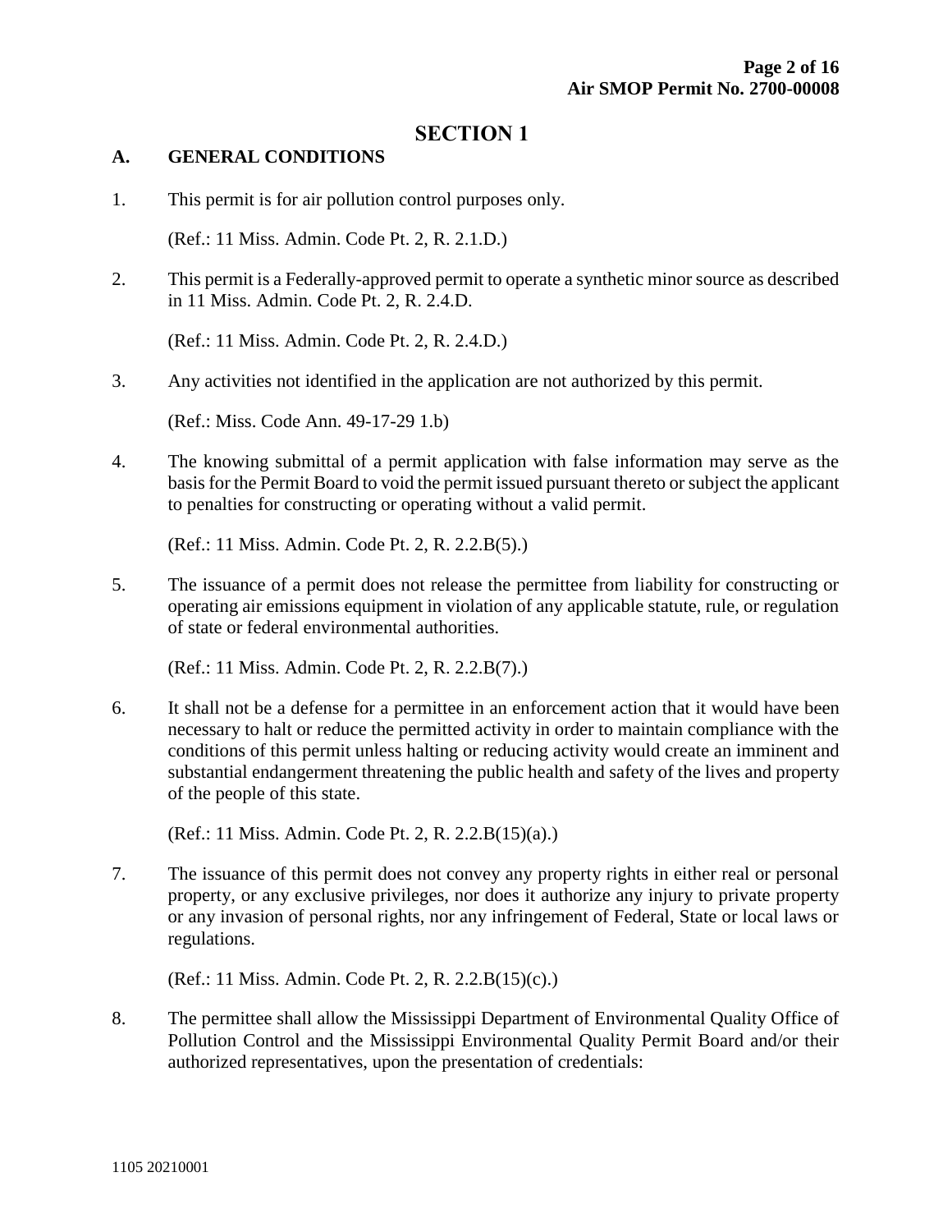# SECTION 1

## A. GENERAL CONDITIONS

1. This permit is for air pollution control purposes only.

   (Ref.: 11 Miss. Admin. Code Pt. 2, R. 2.1.D.)

2. This permit is a Federally-approved permit to operate a synthetic minor source as described in 11 Miss. Admin. Code Pt. 2, R. 2.4.D.

   (Ref.: 11 Miss. Admin. Code Pt. 2, R. 2.4.D.)

3. Any activities not identified in the application are not authorized by this permit.

   (Ref.: Miss. Code Ann. 49-17-29 1.b)

4. The knowing submittal of a permit application with false information may serve as the basis for the Permit Board to void the permit issued pursuant thereto or subject the applicant to penalties for constructing or operating without a valid permit.

   (Ref.: 11 Miss. Admin. Code Pt. 2, R. 2.2.B(5).)

5. The issuance of a permit does not release the permittee from liability for constructing or operating air emissions equipment in violation of any applicable statute, rule, or regulation of state or federal environmental authorities.

   (Ref.: 11 Miss. Admin. Code Pt. 2, R. 2.2.B(7).)

6. It shall not be a defense for a permittee in an enforcement action that it would have been necessary to halt or reduce the permitted activity in order to maintain compliance with the conditions of this permit unless halting or reducing activity would create an imminent and substantial endangerment threatening the public health and safety of the lives and property of the people of this state.

   (Ref.: 11 Miss. Admin. Code Pt. 2, R. 2.2.B(15)(a).)

7. The issuance of this permit does not convey any property rights in either real or personal property, or any exclusive privileges, nor does it authorize any injury to private property or any invasion of personal rights, nor any infringement of Federal, State or local laws or regulations.

   (Ref.: 11 Miss. Admin. Code Pt. 2, R. 2.2.B(15)(c).)

8. The permittee shall allow the Mississippi Department of Environmental Quality Office of Pollution Control and the Mississippi Environmental Quality Permit Board and/or their authorized representatives, upon the presentation of credentials:

1105 20210001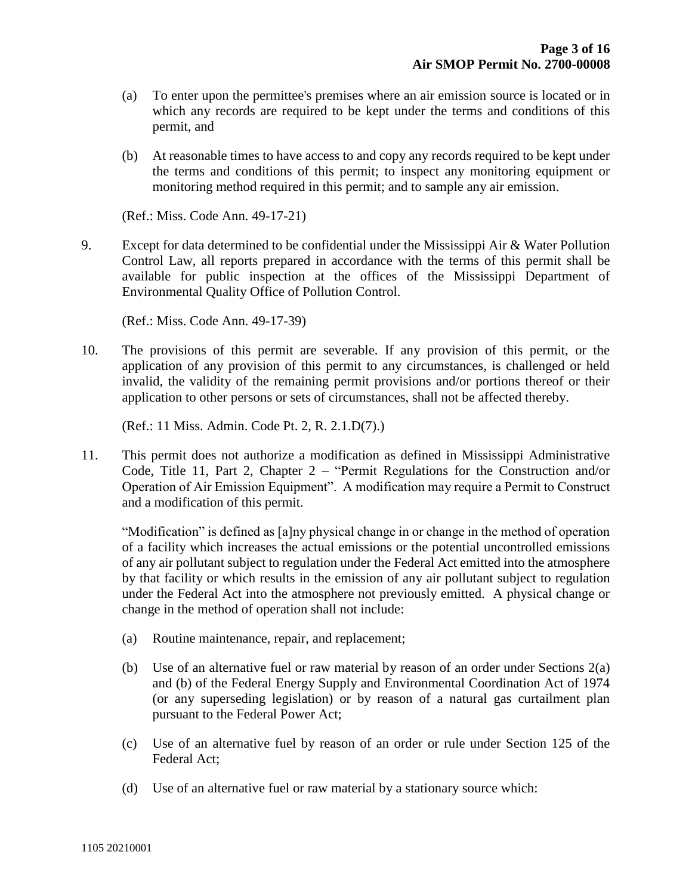(a) To enter upon the permittee's premises where an air emission source is located or in which any records are required to be kept under the terms and conditions of this permit, and

(b) At reasonable times to have access to and copy any records required to be kept under the terms and conditions of this permit; to inspect any monitoring equipment or monitoring method required in this permit; and to sample any air emission.

(Ref.: Miss. Code Ann. 49-17-21)

9. Except for data determined to be confidential under the Mississippi Air & Water Pollution Control Law, all reports prepared in accordance with the terms of this permit shall be available for public inspection at the offices of the Mississippi Department of Environmental Quality Office of Pollution Control.

   (Ref.: Miss. Code Ann. 49-17-39)

10. The provisions of this permit are severable. If any provision of this permit, or the application of any provision of this permit to any circumstances, is challenged or held invalid, the validity of the remaining permit provisions and/or portions thereof or their application to other persons or sets of circumstances, shall not be affected thereby.

    (Ref.: 11 Miss. Admin. Code Pt. 2, R. 2.1.D(7).)

11. This permit does not authorize a modification as defined in Mississippi Administrative Code, Title 11, Part 2, Chapter 2 – "Permit Regulations for the Construction and/or Operation of Air Emission Equipment". A modification may require a Permit to Construct and a modification of this permit.

    "Modification" is defined as [a]ny physical change in or change in the method of operation of a facility which increases the actual emissions or the potential uncontrolled emissions of any air pollutant subject to regulation under the Federal Act emitted into the atmosphere by that facility or which results in the emission of any air pollutant subject to regulation under the Federal Act into the atmosphere not previously emitted. A physical change or change in the method of operation shall not include:

    (a) Routine maintenance, repair, and replacement;

    (b) Use of an alternative fuel or raw material by reason of an order under Sections 2(a) and (b) of the Federal Energy Supply and Environmental Coordination Act of 1974 (or any superseding legislation) or by reason of a natural gas curtailment plan pursuant to the Federal Power Act;

    (c) Use of an alternative fuel by reason of an order or rule under Section 125 of the Federal Act;

    (d) Use of an alternative fuel or raw material by a stationary source which: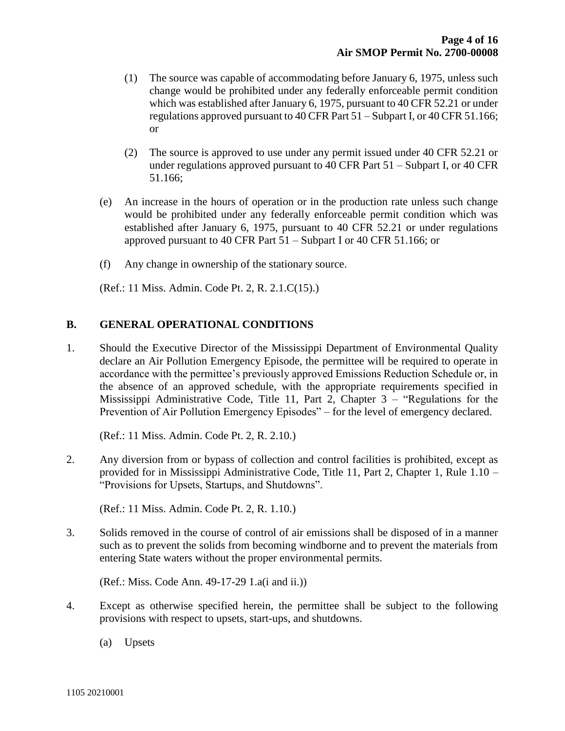(1) The source was capable of accommodating before January 6, 1975, unless such change would be prohibited under any federally enforceable permit condition which was established after January 6, 1975, pursuant to 40 CFR 52.21 or under regulations approved pursuant to 40 CFR Part 51 – Subpart I, or 40 CFR 51.166; or

(2) The source is approved to use under any permit issued under 40 CFR 52.21 or under regulations approved pursuant to 40 CFR Part 51 – Subpart I, or 40 CFR 51.166;

(e) An increase in the hours of operation or in the production rate unless such change would be prohibited under any federally enforceable permit condition which was established after January 6, 1975, pursuant to 40 CFR 52.21 or under regulations approved pursuant to 40 CFR Part 51 – Subpart I or 40 CFR 51.166; or

(f) Any change in ownership of the stationary source.

(Ref.: 11 Miss. Admin. Code Pt. 2, R. 2.1.C(15).)

## B. GENERAL OPERATIONAL CONDITIONS

1. Should the Executive Director of the Mississippi Department of Environmental Quality declare an Air Pollution Emergency Episode, the permittee will be required to operate in accordance with the permittee's previously approved Emissions Reduction Schedule or, in the absence of an approved schedule, with the appropriate requirements specified in Mississippi Administrative Code, Title 11, Part 2, Chapter 3 – "Regulations for the Prevention of Air Pollution Emergency Episodes" – for the level of emergency declared.

   (Ref.: 11 Miss. Admin. Code Pt. 2, R. 2.10.)

2. Any diversion from or bypass of collection and control facilities is prohibited, except as provided for in Mississippi Administrative Code, Title 11, Part 2, Chapter 1, Rule 1.10 – "Provisions for Upsets, Startups, and Shutdowns".

   (Ref.: 11 Miss. Admin. Code Pt. 2, R. 1.10.)

3. Solids removed in the course of control of air emissions shall be disposed of in a manner such as to prevent the solids from becoming windborne and to prevent the materials from entering State waters without the proper environmental permits.

   (Ref.: Miss. Code Ann. 49-17-29 1.a(i and ii.))

4. Except as otherwise specified herein, the permittee shall be subject to the following provisions with respect to upsets, start-ups, and shutdowns.

   (a) Upsets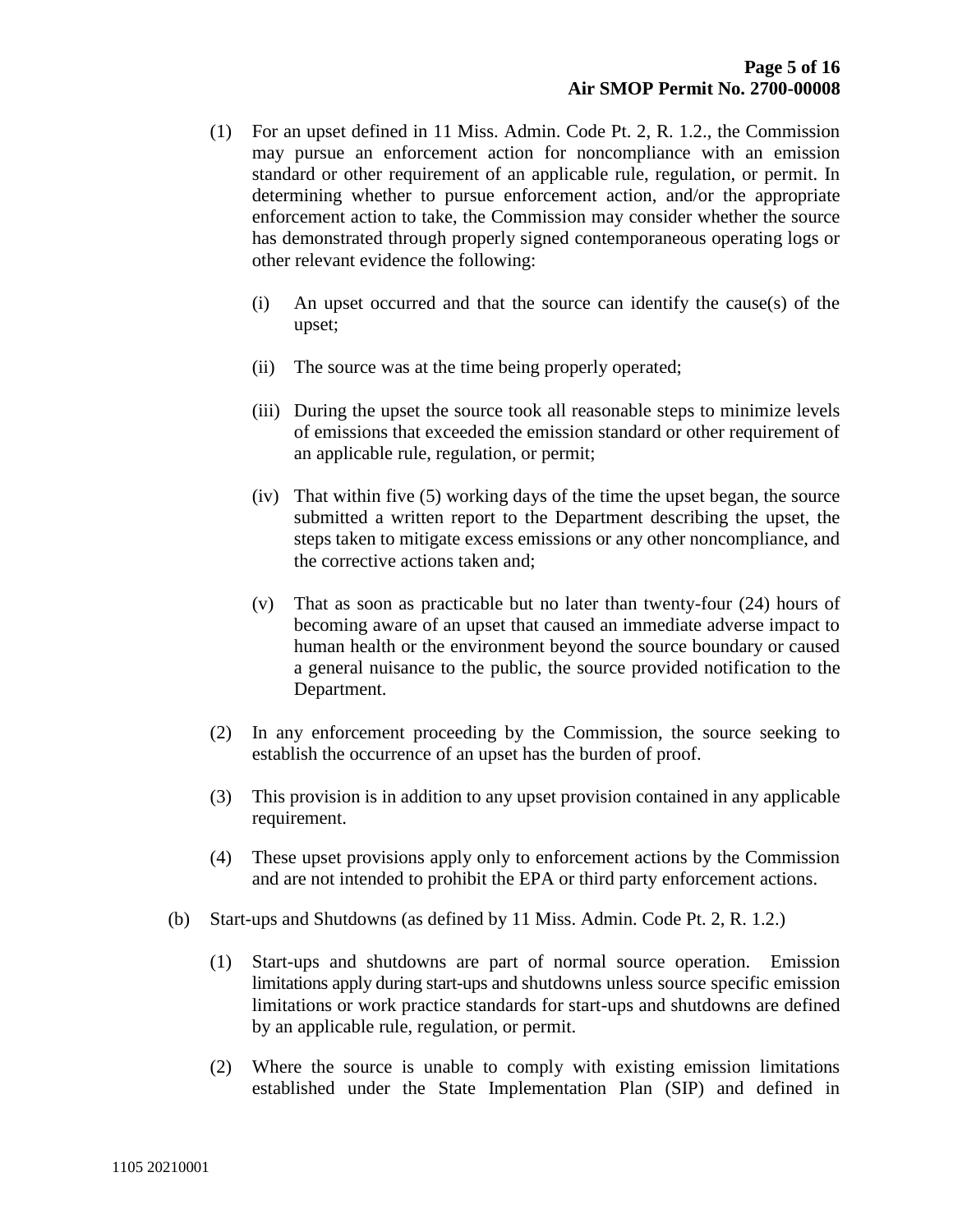(1) For an upset defined in 11 Miss. Admin. Code Pt. 2, R. 1.2., the Commission may pursue an enforcement action for noncompliance with an emission standard or other requirement of an applicable rule, regulation, or permit. In determining whether to pursue enforcement action, and/or the appropriate enforcement action to take, the Commission may consider whether the source has demonstrated through properly signed contemporaneous operating logs or other relevant evidence the following:

   (i) An upset occurred and that the source can identify the cause(s) of the upset;

   (ii) The source was at the time being properly operated;

   (iii) During the upset the source took all reasonable steps to minimize levels of emissions that exceeded the emission standard or other requirement of an applicable rule, regulation, or permit;

   (iv) That within five (5) working days of the time the upset began, the source submitted a written report to the Department describing the upset, the steps taken to mitigate excess emissions or any other noncompliance, and the corrective actions taken and;

   (v) That as soon as practicable but no later than twenty-four (24) hours of becoming aware of an upset that caused an immediate adverse impact to human health or the environment beyond the source boundary or caused a general nuisance to the public, the source provided notification to the Department.

(2) In any enforcement proceeding by the Commission, the source seeking to establish the occurrence of an upset has the burden of proof.

(3) This provision is in addition to any upset provision contained in any applicable requirement.

(4) These upset provisions apply only to enforcement actions by the Commission and are not intended to prohibit the EPA or third party enforcement actions.

(b) Start-ups and Shutdowns (as defined by 11 Miss. Admin. Code Pt. 2, R. 1.2.)

(1) Start-ups and shutdowns are part of normal source operation. Emission limitations apply during start-ups and shutdowns unless source specific emission limitations or work practice standards for start-ups and shutdowns are defined by an applicable rule, regulation, or permit.

(2) Where the source is unable to comply with existing emission limitations established under the State Implementation Plan (SIP) and defined in

1105 20210001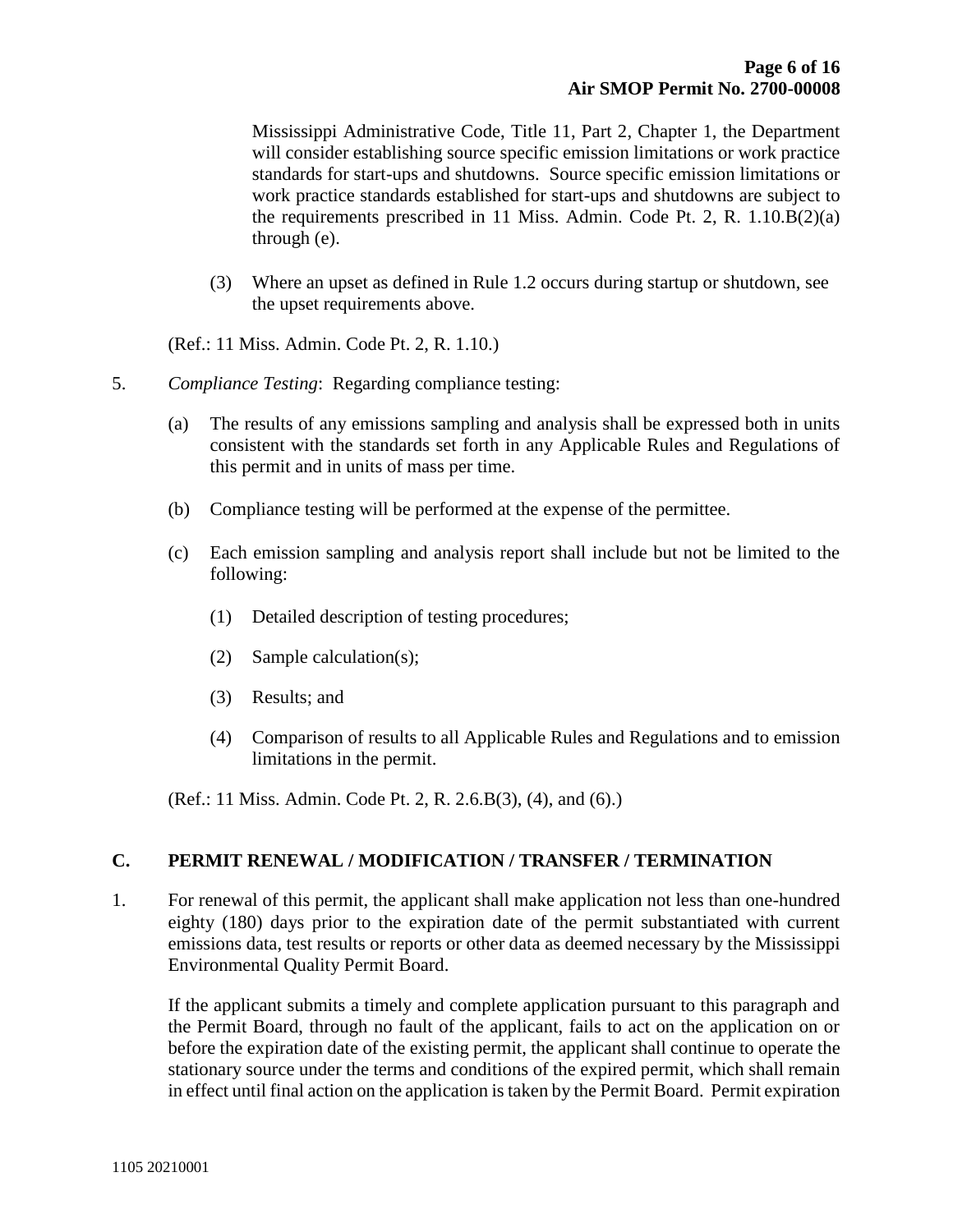Mississippi Administrative Code, Title 11, Part 2, Chapter 1, the Department will consider establishing source specific emission limitations or work practice standards for start-ups and shutdowns. Source specific emission limitations or work practice standards established for start-ups and shutdowns are subject to the requirements prescribed in 11 Miss. Admin. Code Pt. 2, R. 1.10.B(2)(a) through (e).

(3) Where an upset as defined in Rule 1.2 occurs during startup or shutdown, see the upset requirements above.

(Ref.: 11 Miss. Admin. Code Pt. 2, R. 1.10.)

5. *Compliance Testing*: Regarding compliance testing:

(a) The results of any emissions sampling and analysis shall be expressed both in units consistent with the standards set forth in any Applicable Rules and Regulations of this permit and in units of mass per time.

(b) Compliance testing will be performed at the expense of the permittee.

(c) Each emission sampling and analysis report shall include but not be limited to the following:

(1) Detailed description of testing procedures;

(2) Sample calculation(s);

(3) Results; and

(4) Comparison of results to all Applicable Rules and Regulations and to emission limitations in the permit.

(Ref.: 11 Miss. Admin. Code Pt. 2, R. 2.6.B(3), (4), and (6).)

## C. PERMIT RENEWAL / MODIFICATION / TRANSFER / TERMINATION

1. For renewal of this permit, the applicant shall make application not less than one-hundred eighty (180) days prior to the expiration date of the permit substantiated with current emissions data, test results or reports or other data as deemed necessary by the Mississippi Environmental Quality Permit Board.

If the applicant submits a timely and complete application pursuant to this paragraph and the Permit Board, through no fault of the applicant, fails to act on the application on or before the expiration date of the existing permit, the applicant shall continue to operate the stationary source under the terms and conditions of the expired permit, which shall remain in effect until final action on the application is taken by the Permit Board. Permit expiration

1105 20210001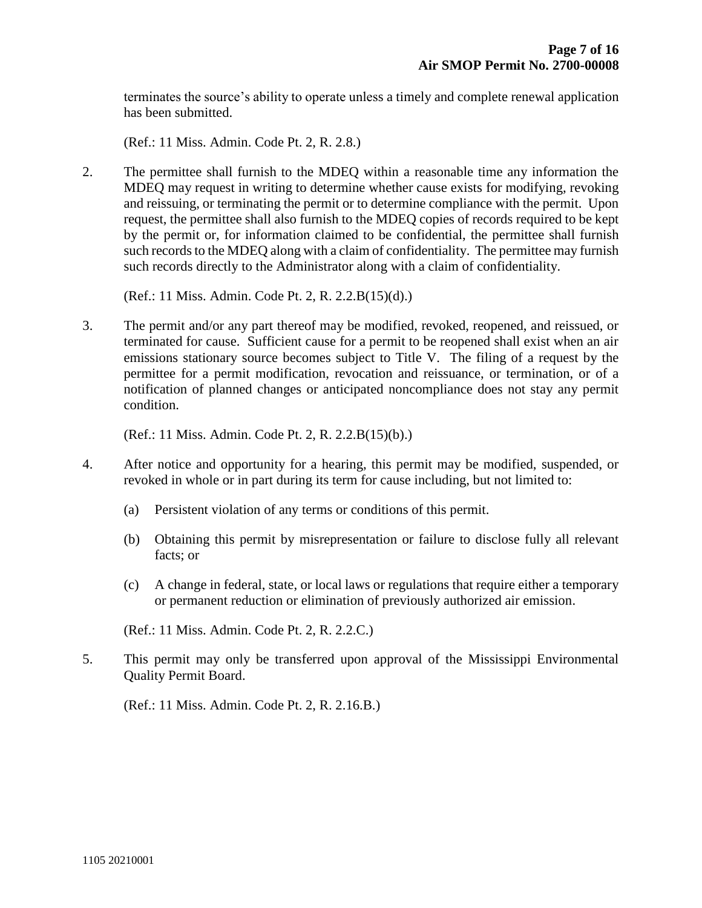terminates the source's ability to operate unless a timely and complete renewal application has been submitted.

(Ref.: 11 Miss. Admin. Code Pt. 2, R. 2.8.)

2. The permittee shall furnish to the MDEQ within a reasonable time any information the MDEQ may request in writing to determine whether cause exists for modifying, revoking and reissuing, or terminating the permit or to determine compliance with the permit. Upon request, the permittee shall also furnish to the MDEQ copies of records required to be kept by the permit or, for information claimed to be confidential, the permittee shall furnish such records to the MDEQ along with a claim of confidentiality. The permittee may furnish such records directly to the Administrator along with a claim of confidentiality.

   (Ref.: 11 Miss. Admin. Code Pt. 2, R. 2.2.B(15)(d).)

3. The permit and/or any part thereof may be modified, revoked, reopened, and reissued, or terminated for cause. Sufficient cause for a permit to be reopened shall exist when an air emissions stationary source becomes subject to Title V. The filing of a request by the permittee for a permit modification, revocation and reissuance, or termination, or of a notification of planned changes or anticipated noncompliance does not stay any permit condition.

   (Ref.: 11 Miss. Admin. Code Pt. 2, R. 2.2.B(15)(b).)

4. After notice and opportunity for a hearing, this permit may be modified, suspended, or revoked in whole or in part during its term for cause including, but not limited to:

   (a) Persistent violation of any terms or conditions of this permit.

   (b) Obtaining this permit by misrepresentation or failure to disclose fully all relevant facts; or

   (c) A change in federal, state, or local laws or regulations that require either a temporary or permanent reduction or elimination of previously authorized air emission.

   (Ref.: 11 Miss. Admin. Code Pt. 2, R. 2.2.C.)

5. This permit may only be transferred upon approval of the Mississippi Environmental Quality Permit Board.

   (Ref.: 11 Miss. Admin. Code Pt. 2, R. 2.16.B.)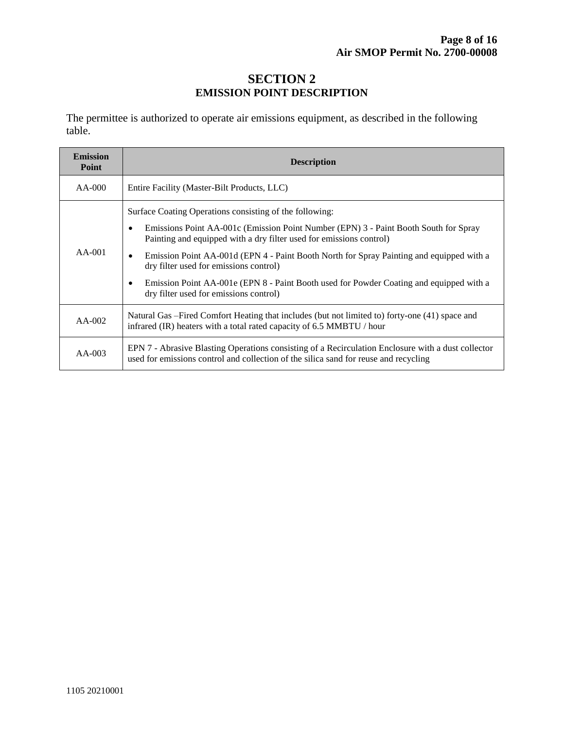# SECTION 2
## EMISSION POINT DESCRIPTION

The permittee is authorized to operate air emissions equipment, as described in the following table.

| Emission Point | Description |
|---|---|
| AA-000 | Entire Facility (Master-Bilt Products, LLC) |
| AA-001 | Surface Coating Operations consisting of the following:<br>• Emissions Point AA-001c (Emission Point Number (EPN) 3 - Paint Booth South for Spray Painting and equipped with a dry filter used for emissions control)<br>• Emission Point AA-001d (EPN 4 - Paint Booth North for Spray Painting and equipped with a dry filter used for emissions control)<br>• Emission Point AA-001e (EPN 8 - Paint Booth used for Powder Coating and equipped with a dry filter used for emissions control) |
| AA-002 | Natural Gas –Fired Comfort Heating that includes (but not limited to) forty-one (41) space and infrared (IR) heaters with a total rated capacity of 6.5 MMBTU / hour |
| AA-003 | EPN 7 - Abrasive Blasting Operations consisting of a Recirculation Enclosure with a dust collector used for emissions control and collection of the silica sand for reuse and recycling |

1105 20210001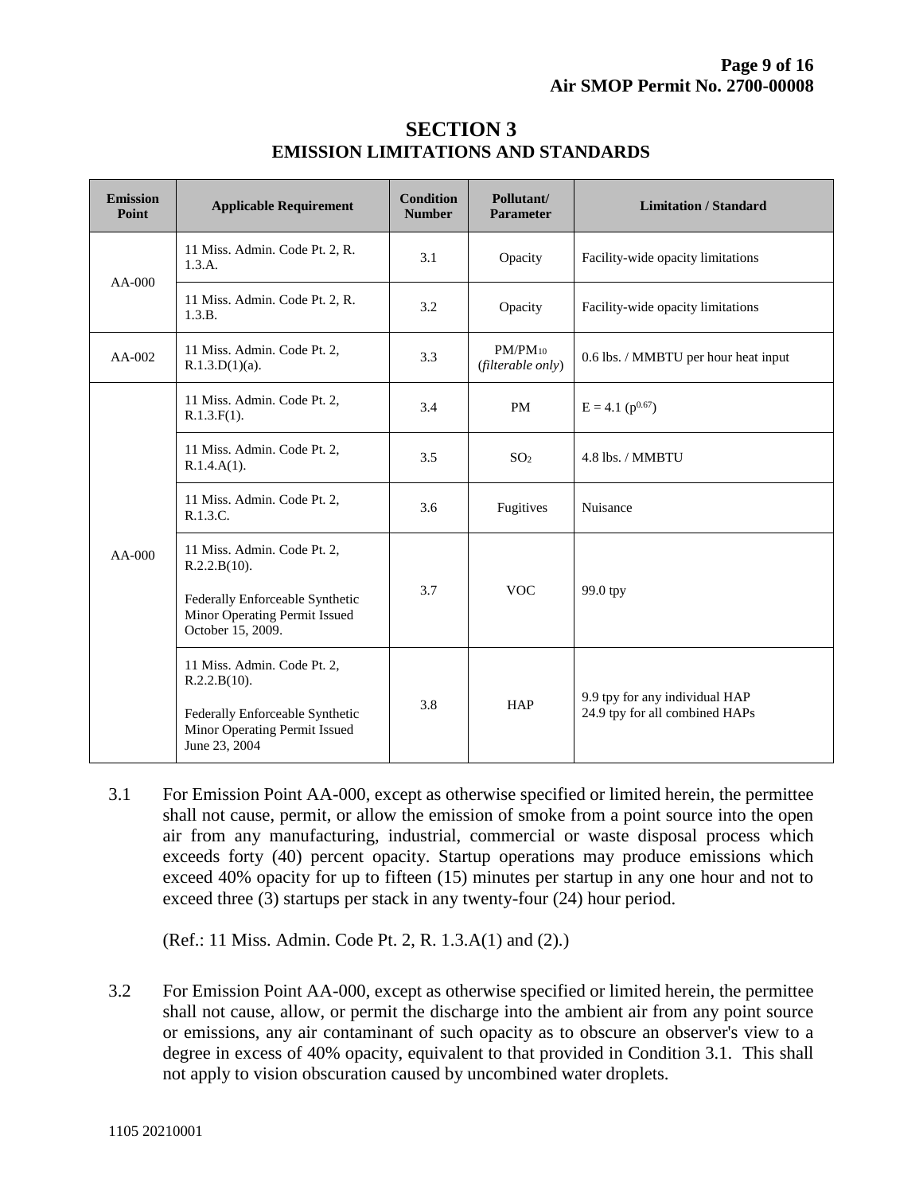# SECTION 3
## EMISSION LIMITATIONS AND STANDARDS

| Emission Point | Applicable Requirement | Condition Number | Pollutant/ Parameter | Limitation / Standard |
|---|---|---|---|---|
| AA-000 | 11 Miss. Admin. Code Pt. 2, R. 1.3.A. | 3.1 | Opacity | Facility-wide opacity limitations |
| | 11 Miss. Admin. Code Pt. 2, R. 1.3.B. | 3.2 | Opacity | Facility-wide opacity limitations |
| AA-002 | 11 Miss. Admin. Code Pt. 2, R.1.3.D(1)(a). | 3.3 | $PM/PM_{10}$ (*filterable only*) | 0.6 lbs. / MMBTU per hour heat input |
| AA-000 | 11 Miss. Admin. Code Pt. 2, R.1.3.F(1). | 3.4 | PM | $E = 4.1\ (p^{0.67})$ |
| | 11 Miss. Admin. Code Pt. 2, R.1.4.A(1). | 3.5 | $SO_2$ | 4.8 lbs. / MMBTU |
| | 11 Miss. Admin. Code Pt. 2, R.1.3.C. | 3.6 | Fugitives | Nuisance |
| | 11 Miss. Admin. Code Pt. 2, R.2.2.B(10).<br><br>Federally Enforceable Synthetic Minor Operating Permit Issued October 15, 2009. | 3.7 | VOC | 99.0 tpy |
| | 11 Miss. Admin. Code Pt. 2, R.2.2.B(10).<br><br>Federally Enforceable Synthetic Minor Operating Permit Issued June 23, 2004 | 3.8 | HAP | 9.9 tpy for any individual HAP<br>24.9 tpy for all combined HAPs |

3.1 For Emission Point AA-000, except as otherwise specified or limited herein, the permittee shall not cause, permit, or allow the emission of smoke from a point source into the open air from any manufacturing, industrial, commercial or waste disposal process which exceeds forty (40) percent opacity. Startup operations may produce emissions which exceed 40% opacity for up to fifteen (15) minutes per startup in any one hour and not to exceed three (3) startups per stack in any twenty-four (24) hour period.

(Ref.: 11 Miss. Admin. Code Pt. 2, R. 1.3.A(1) and (2).)

3.2 For Emission Point AA-000, except as otherwise specified or limited herein, the permittee shall not cause, allow, or permit the discharge into the ambient air from any point source or emissions, any air contaminant of such opacity as to obscure an observer's view to a degree in excess of 40% opacity, equivalent to that provided in Condition 3.1. This shall not apply to vision obscuration caused by uncombined water droplets.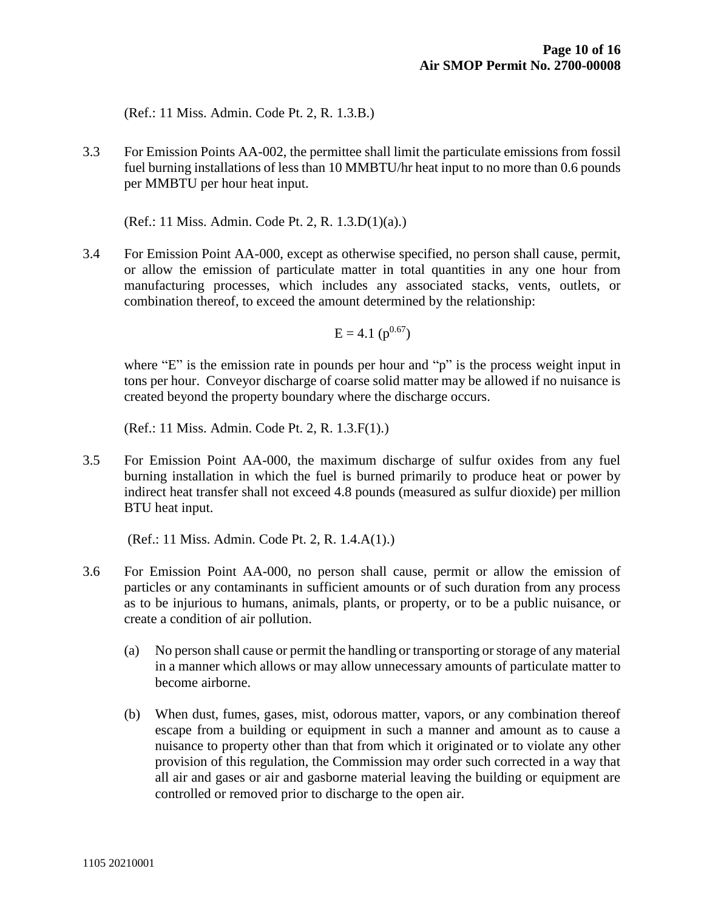(Ref.: 11 Miss. Admin. Code Pt. 2, R. 1.3.B.)

3.3 For Emission Points AA-002, the permittee shall limit the particulate emissions from fossil fuel burning installations of less than 10 MMBTU/hr heat input to no more than 0.6 pounds per MMBTU per hour heat input.

(Ref.: 11 Miss. Admin. Code Pt. 2, R. 1.3.D(1)(a).)

3.4 For Emission Point AA-000, except as otherwise specified, no person shall cause, permit, or allow the emission of particulate matter in total quantities in any one hour from manufacturing processes, which includes any associated stacks, vents, outlets, or combination thereof, to exceed the amount determined by the relationship:

$$E = 4.1\ (p^{0.67})$$

where "E" is the emission rate in pounds per hour and "p" is the process weight input in tons per hour. Conveyor discharge of coarse solid matter may be allowed if no nuisance is created beyond the property boundary where the discharge occurs.

(Ref.: 11 Miss. Admin. Code Pt. 2, R. 1.3.F(1).)

3.5 For Emission Point AA-000, the maximum discharge of sulfur oxides from any fuel burning installation in which the fuel is burned primarily to produce heat or power by indirect heat transfer shall not exceed 4.8 pounds (measured as sulfur dioxide) per million BTU heat input.

(Ref.: 11 Miss. Admin. Code Pt. 2, R. 1.4.A(1).)

3.6 For Emission Point AA-000, no person shall cause, permit or allow the emission of particles or any contaminants in sufficient amounts or of such duration from any process as to be injurious to humans, animals, plants, or property, or to be a public nuisance, or create a condition of air pollution.

(a) No person shall cause or permit the handling or transporting or storage of any material in a manner which allows or may allow unnecessary amounts of particulate matter to become airborne.

(b) When dust, fumes, gases, mist, odorous matter, vapors, or any combination thereof escape from a building or equipment in such a manner and amount as to cause a nuisance to property other than that from which it originated or to violate any other provision of this regulation, the Commission may order such corrected in a way that all air and gases or air and gasborne material leaving the building or equipment are controlled or removed prior to discharge to the open air.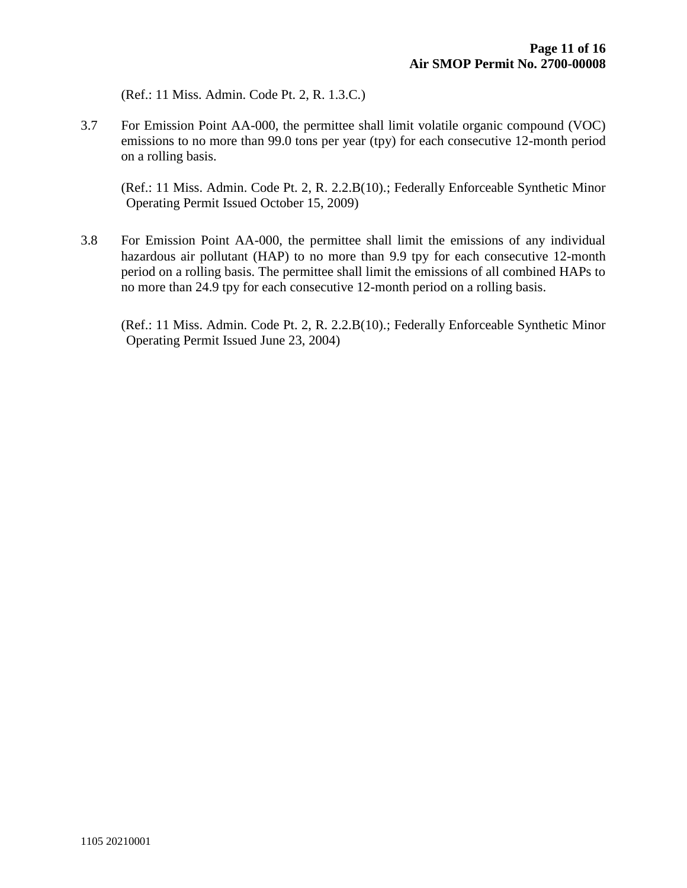(Ref.: 11 Miss. Admin. Code Pt. 2, R. 1.3.C.)

3.7 For Emission Point AA-000, the permittee shall limit volatile organic compound (VOC) emissions to no more than 99.0 tons per year (tpy) for each consecutive 12-month period on a rolling basis.

(Ref.: 11 Miss. Admin. Code Pt. 2, R. 2.2.B(10).; Federally Enforceable Synthetic Minor Operating Permit Issued October 15, 2009)

3.8 For Emission Point AA-000, the permittee shall limit the emissions of any individual hazardous air pollutant (HAP) to no more than 9.9 tpy for each consecutive 12-month period on a rolling basis. The permittee shall limit the emissions of all combined HAPs to no more than 24.9 tpy for each consecutive 12-month period on a rolling basis.

(Ref.: 11 Miss. Admin. Code Pt. 2, R. 2.2.B(10).; Federally Enforceable Synthetic Minor Operating Permit Issued June 23, 2004)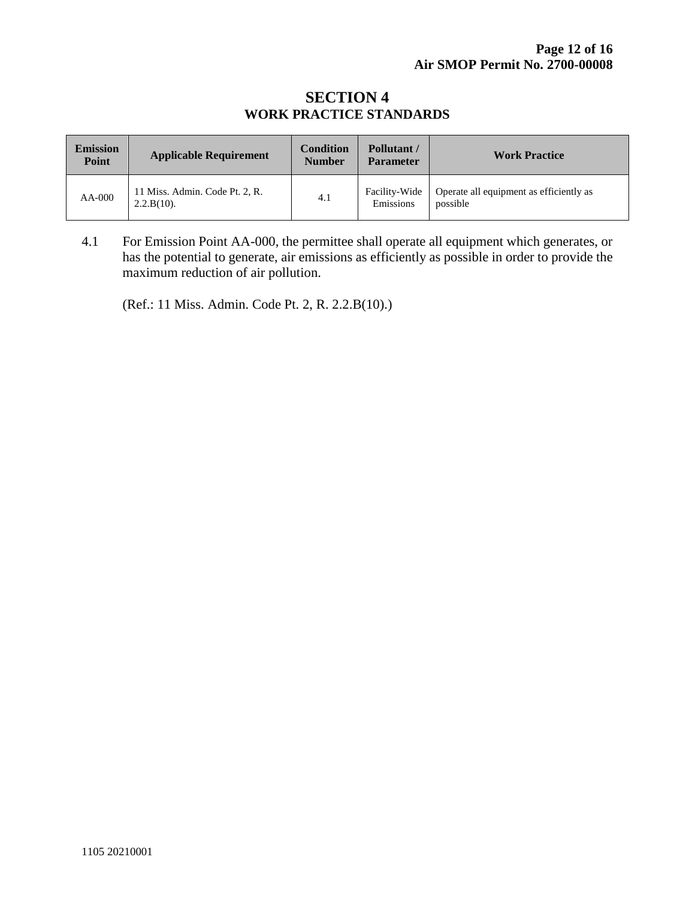# SECTION 4
## WORK PRACTICE STANDARDS

| Emission Point | Applicable Requirement | Condition Number | Pollutant / Parameter | Work Practice |
|---|---|---|---|---|
| AA-000 | 11 Miss. Admin. Code Pt. 2, R. 2.2.B(10). | 4.1 | Facility-Wide Emissions | Operate all equipment as efficiently as possible |

4.1 For Emission Point AA-000, the permittee shall operate all equipment which generates, or has the potential to generate, air emissions as efficiently as possible in order to provide the maximum reduction of air pollution.

(Ref.: 11 Miss. Admin. Code Pt. 2, R. 2.2.B(10).)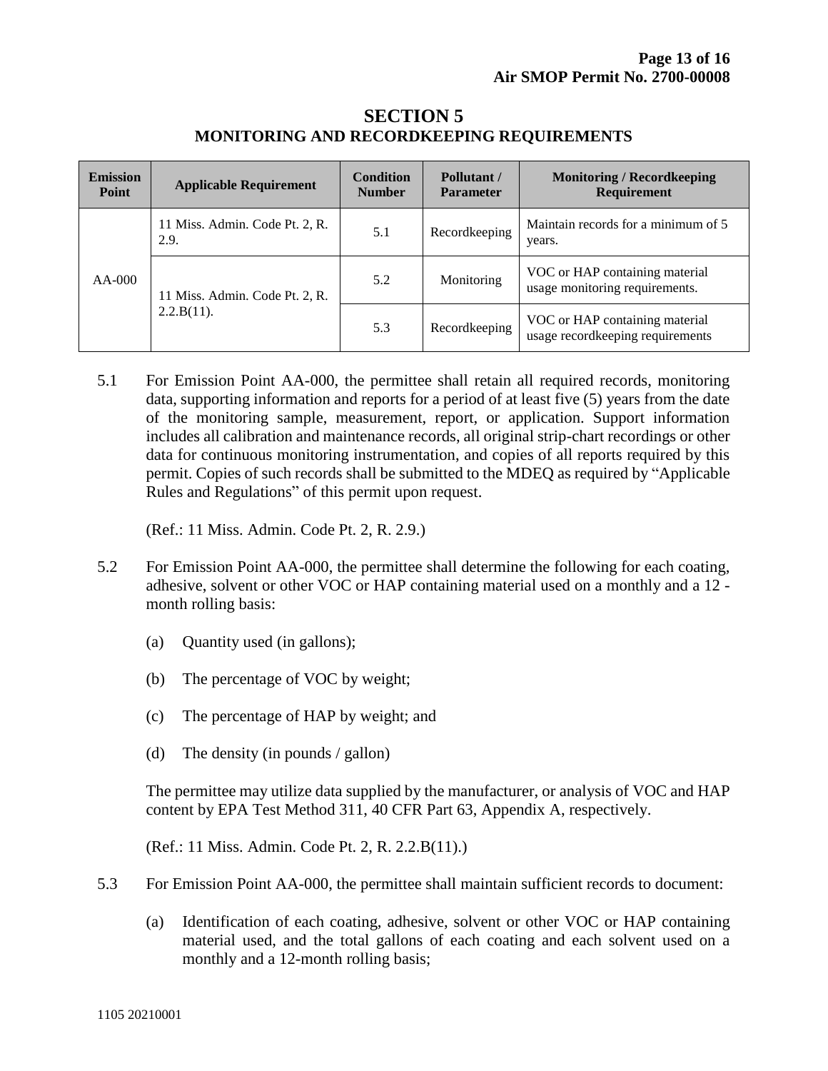# SECTION 5
## MONITORING AND RECORDKEEPING REQUIREMENTS

| Emission Point | Applicable Requirement | Condition Number | Pollutant / Parameter | Monitoring / Recordkeeping Requirement |
|---|---|---|---|---|
| AA-000 | 11 Miss. Admin. Code Pt. 2, R. 2.9. | 5.1 | Recordkeeping | Maintain records for a minimum of 5 years. |
| | 11 Miss. Admin. Code Pt. 2, R. 2.2.B(11). | 5.2 | Monitoring | VOC or HAP containing material usage monitoring requirements. |
| | | 5.3 | Recordkeeping | VOC or HAP containing material usage recordkeeping requirements |

5.1 For Emission Point AA-000, the permittee shall retain all required records, monitoring data, supporting information and reports for a period of at least five (5) years from the date of the monitoring sample, measurement, report, or application. Support information includes all calibration and maintenance records, all original strip-chart recordings or other data for continuous monitoring instrumentation, and copies of all reports required by this permit. Copies of such records shall be submitted to the MDEQ as required by "Applicable Rules and Regulations" of this permit upon request.

(Ref.: 11 Miss. Admin. Code Pt. 2, R. 2.9.)

5.2 For Emission Point AA-000, the permittee shall determine the following for each coating, adhesive, solvent or other VOC or HAP containing material used on a monthly and a 12 - month rolling basis:

(a) Quantity used (in gallons);

(b) The percentage of VOC by weight;

(c) The percentage of HAP by weight; and

(d) The density (in pounds / gallon)

The permittee may utilize data supplied by the manufacturer, or analysis of VOC and HAP content by EPA Test Method 311, 40 CFR Part 63, Appendix A, respectively.

(Ref.: 11 Miss. Admin. Code Pt. 2, R. 2.2.B(11).)

5.3 For Emission Point AA-000, the permittee shall maintain sufficient records to document:

(a) Identification of each coating, adhesive, solvent or other VOC or HAP containing material used, and the total gallons of each coating and each solvent used on a monthly and a 12-month rolling basis;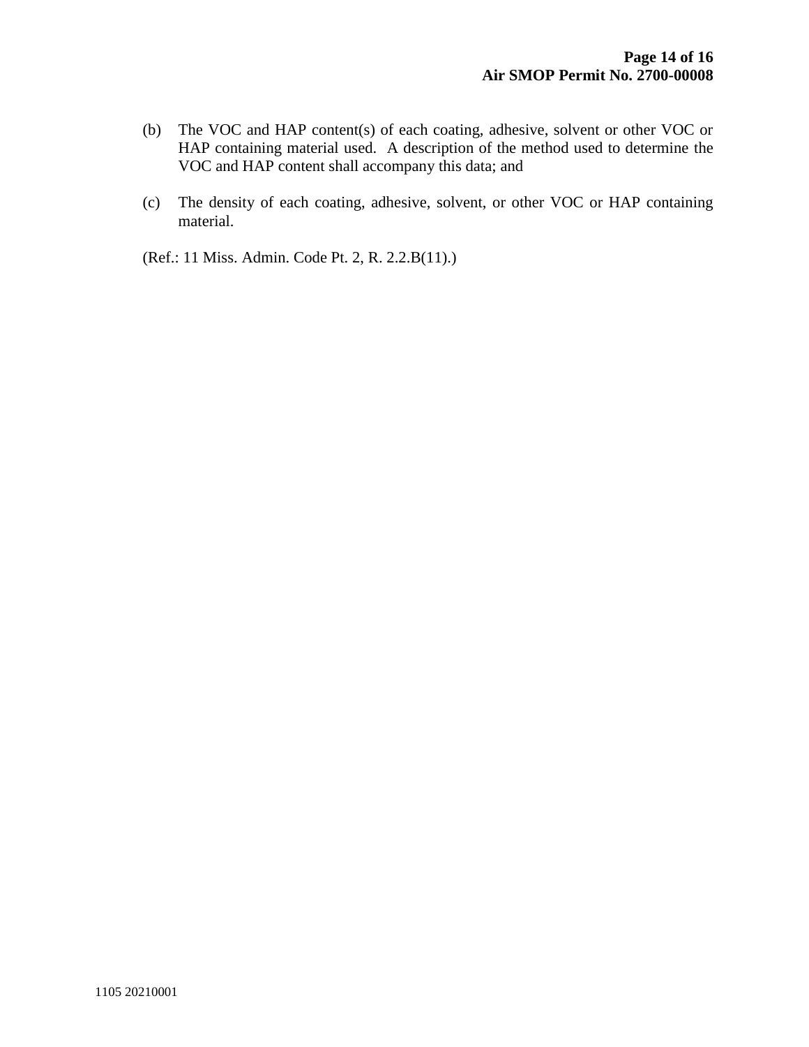(b) The VOC and HAP content(s) of each coating, adhesive, solvent or other VOC or HAP containing material used. A description of the method used to determine the VOC and HAP content shall accompany this data; and

(c) The density of each coating, adhesive, solvent, or other VOC or HAP containing material.

(Ref.: 11 Miss. Admin. Code Pt. 2, R. 2.2.B(11).)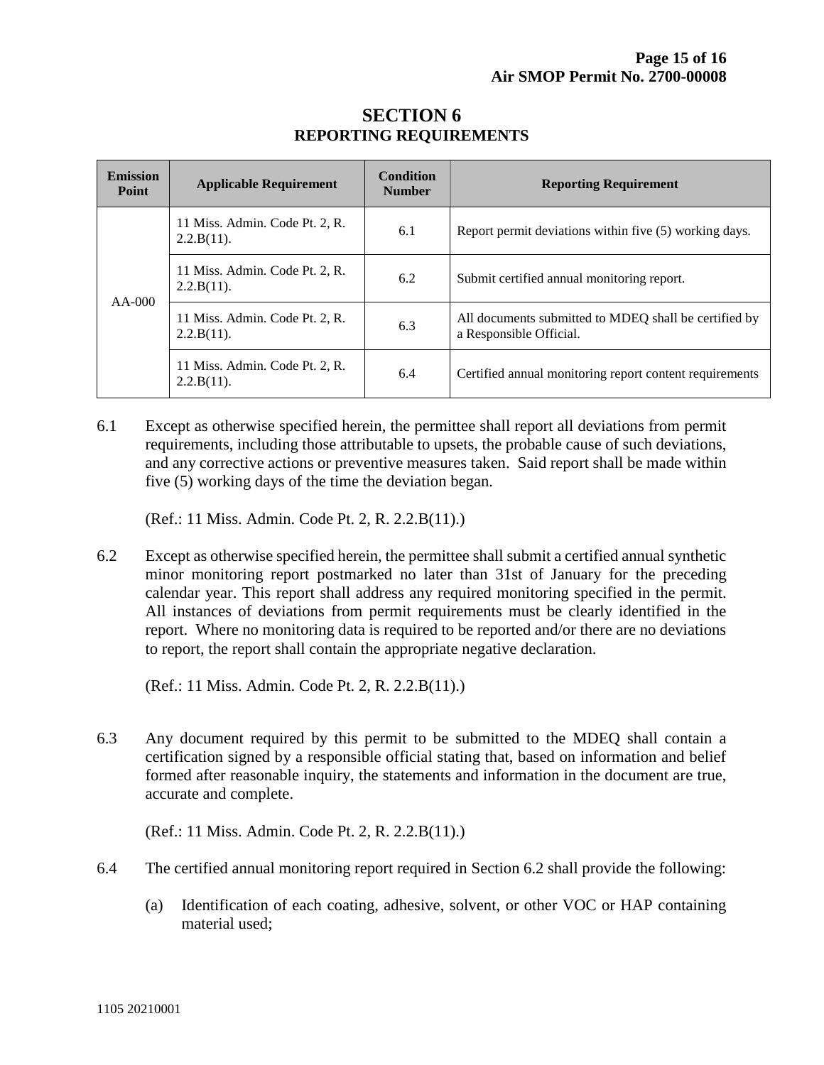# SECTION 6
## REPORTING REQUIREMENTS

| Emission Point | Applicable Requirement | Condition Number | Reporting Requirement |
|---|---|---|---|
| AA-000 | 11 Miss. Admin. Code Pt. 2, R. 2.2.B(11). | 6.1 | Report permit deviations within five (5) working days. |
| | 11 Miss. Admin. Code Pt. 2, R. 2.2.B(11). | 6.2 | Submit certified annual monitoring report. |
| | 11 Miss. Admin. Code Pt. 2, R. 2.2.B(11). | 6.3 | All documents submitted to MDEQ shall be certified by a Responsible Official. |
| | 11 Miss. Admin. Code Pt. 2, R. 2.2.B(11). | 6.4 | Certified annual monitoring report content requirements |

6.1 Except as otherwise specified herein, the permittee shall report all deviations from permit requirements, including those attributable to upsets, the probable cause of such deviations, and any corrective actions or preventive measures taken. Said report shall be made within five (5) working days of the time the deviation began.

(Ref.: 11 Miss. Admin. Code Pt. 2, R. 2.2.B(11).)

6.2 Except as otherwise specified herein, the permittee shall submit a certified annual synthetic minor monitoring report postmarked no later than 31st of January for the preceding calendar year. This report shall address any required monitoring specified in the permit. All instances of deviations from permit requirements must be clearly identified in the report. Where no monitoring data is required to be reported and/or there are no deviations to report, the report shall contain the appropriate negative declaration.

(Ref.: 11 Miss. Admin. Code Pt. 2, R. 2.2.B(11).)

6.3 Any document required by this permit to be submitted to the MDEQ shall contain a certification signed by a responsible official stating that, based on information and belief formed after reasonable inquiry, the statements and information in the document are true, accurate and complete.

(Ref.: 11 Miss. Admin. Code Pt. 2, R. 2.2.B(11).)

6.4 The certified annual monitoring report required in Section 6.2 shall provide the following:

(a) Identification of each coating, adhesive, solvent, or other VOC or HAP containing material used;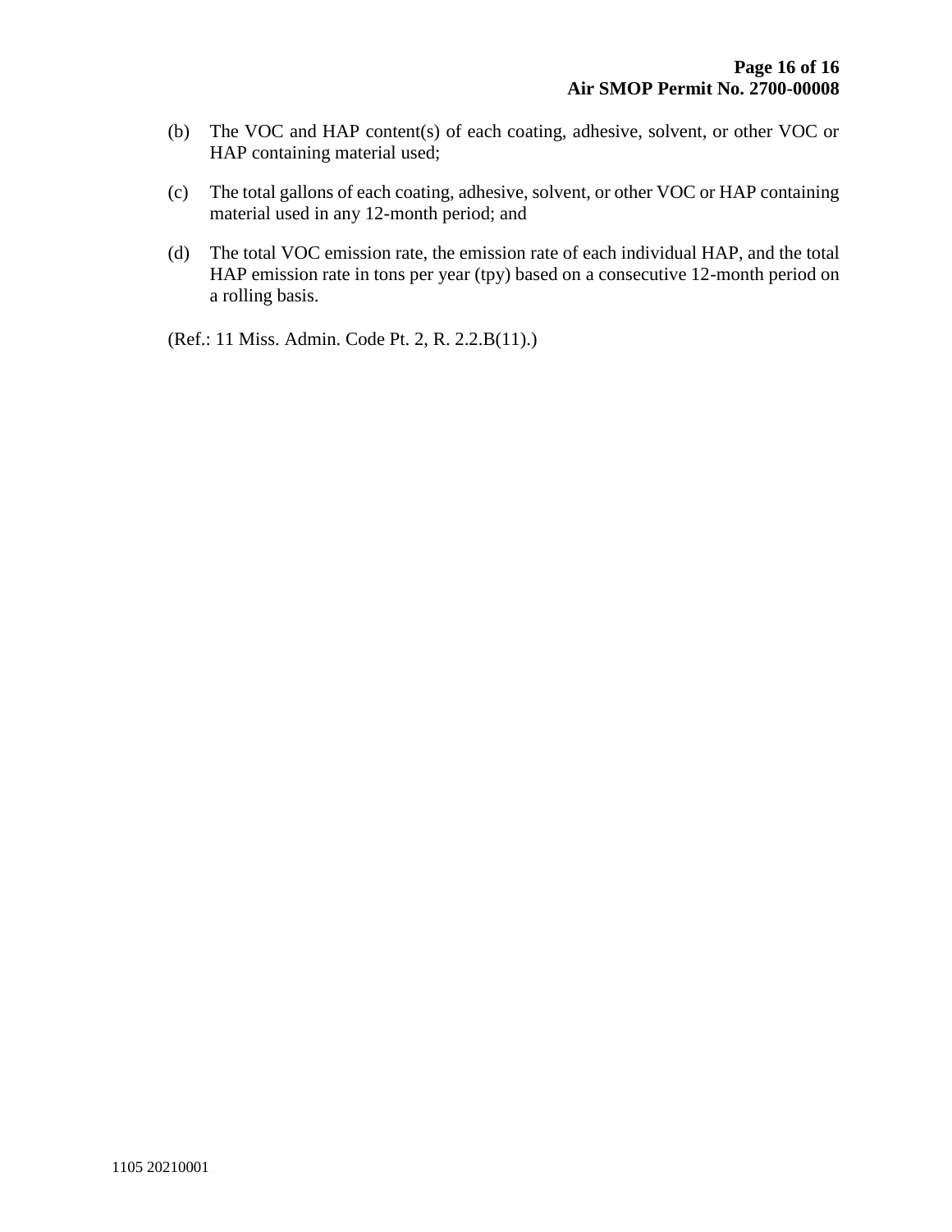(b) The VOC and HAP content(s) of each coating, adhesive, solvent, or other VOC or HAP containing material used;

(c) The total gallons of each coating, adhesive, solvent, or other VOC or HAP containing material used in any 12-month period; and

(d) The total VOC emission rate, the emission rate of each individual HAP, and the total HAP emission rate in tons per year (tpy) based on a consecutive 12-month period on a rolling basis.

(Ref.: 11 Miss. Admin. Code Pt. 2, R. 2.2.B(11).)